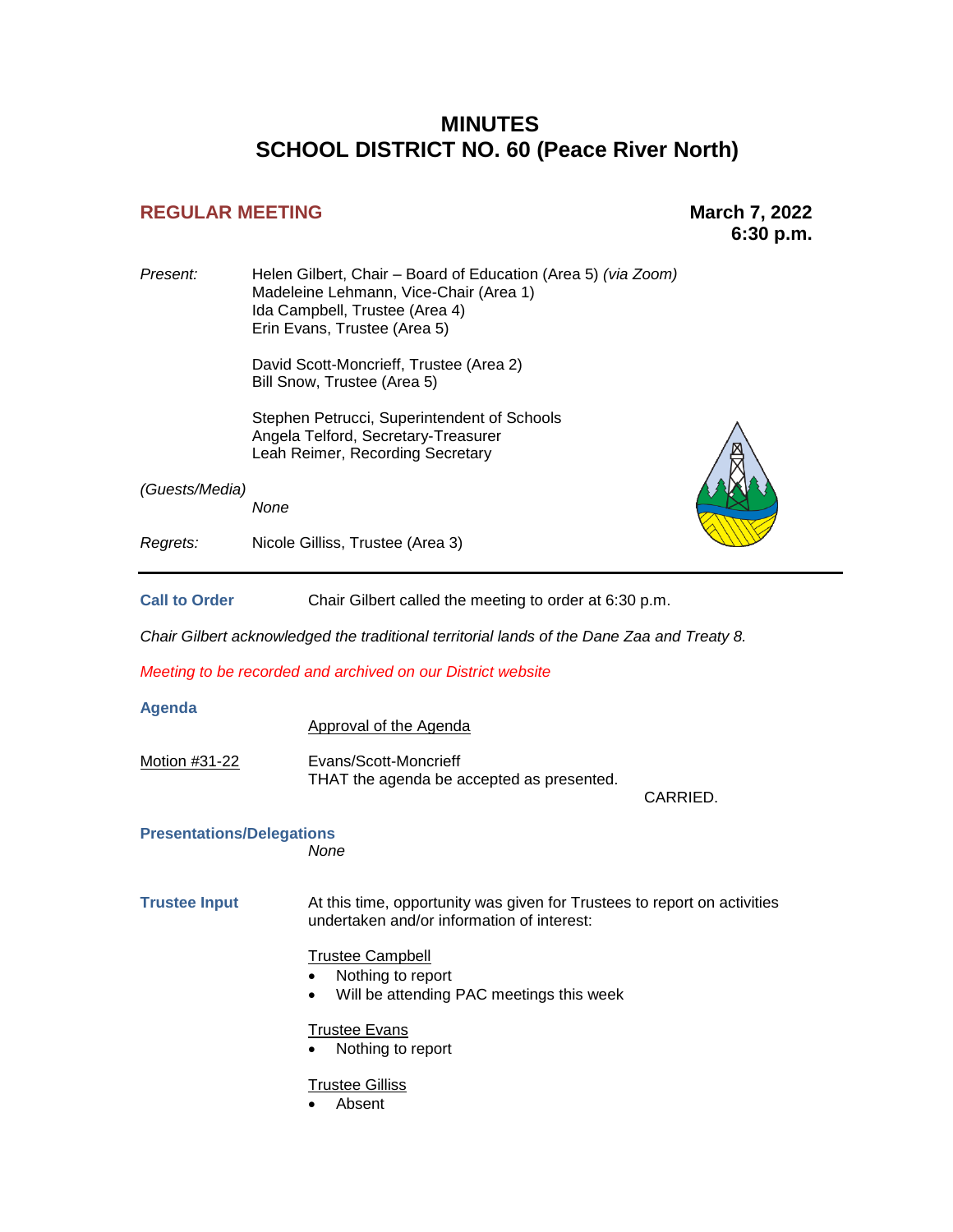# MINUTES
# SCHOOL DISTRICT NO. 60 (Peace River North)

## REGULAR MEETING

**March 7, 2022**
**6:30 p.m.**

*Present:* Helen Gilbert, Chair – Board of Education (Area 5) *(via Zoom)*
Madeleine Lehmann, Vice-Chair (Area 1)
Ida Campbell, Trustee (Area 4)
Erin Evans, Trustee (Area 5)

David Scott-Moncrieff, Trustee (Area 2)
Bill Snow, Trustee (Area 5)

Stephen Petrucci, Superintendent of Schools
Angela Telford, Secretary-Treasurer
Leah Reimer, Recording Secretary

*(Guests/Media)*
*None*

*Regrets:* Nicole Gilliss, Trustee (Area 3)

---

**Call to Order** Chair Gilbert called the meeting to order at 6:30 p.m.

*Chair Gilbert acknowledged the traditional territorial lands of the Dane Zaa and Treaty 8.*

*Meeting to be recorded and archived on our District website*

**Agenda**

Approval of the Agenda

Motion #31-22 Evans/Scott-Moncrieff
THAT the agenda be accepted as presented.

CARRIED.

**Presentations/Delegations**
*None*

**Trustee Input** At this time, opportunity was given for Trustees to report on activities undertaken and/or information of interest:

Trustee Campbell
- Nothing to report
- Will be attending PAC meetings this week

Trustee Evans
- Nothing to report

Trustee Gilliss
- Absent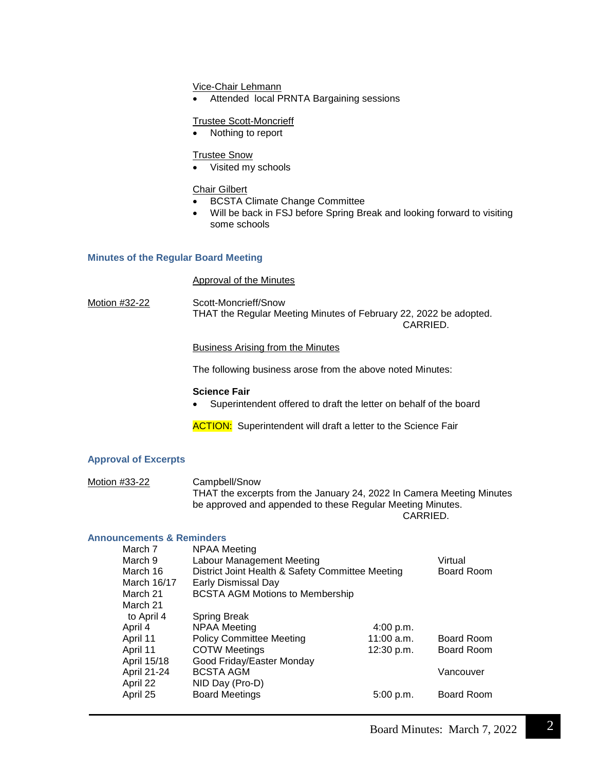Vice-Chair Lehmann
- Attended local PRNTA Bargaining sessions

Trustee Scott-Moncrieff
- Nothing to report

Trustee Snow
- Visited my schools

Chair Gilbert
- BCSTA Climate Change Committee
- Will be back in FSJ before Spring Break and looking forward to visiting some schools

## Minutes of the Regular Board Meeting

Approval of the Minutes

Motion #32-22

Scott-Moncrieff/Snow
THAT the Regular Meeting Minutes of February 22, 2022 be adopted.
CARRIED.

Business Arising from the Minutes

The following business arose from the above noted Minutes:

**Science Fair**
- Superintendent offered to draft the letter on behalf of the board

ACTION: Superintendent will draft a letter to the Science Fair

## Approval of Excerpts

Motion #33-22

Campbell/Snow
THAT the excerpts from the January 24, 2022 In Camera Meeting Minutes be approved and appended to these Regular Meeting Minutes.
CARRIED.

## Announcements & Reminders

| Date | Event | Time | Location |
|---|---|---|---|
| March 7 | NPAA Meeting | | |
| March 9 | Labour Management Meeting | | Virtual |
| March 16 | District Joint Health & Safety Committee Meeting | | Board Room |
| March 16/17 | Early Dismissal Day | | |
| March 21 | BCSTA AGM Motions to Membership | | |
| March 21 to April 4 | Spring Break | | |
| April 4 | NPAA Meeting | 4:00 p.m. | |
| April 11 | Policy Committee Meeting | 11:00 a.m. | Board Room |
| April 11 | COTW Meetings | 12:30 p.m. | Board Room |
| April 15/18 | Good Friday/Easter Monday | | |
| April 21-24 | BCSTA AGM | | Vancouver |
| April 22 | NID Day (Pro-D) | | |
| April 25 | Board Meetings | 5:00 p.m. | Board Room |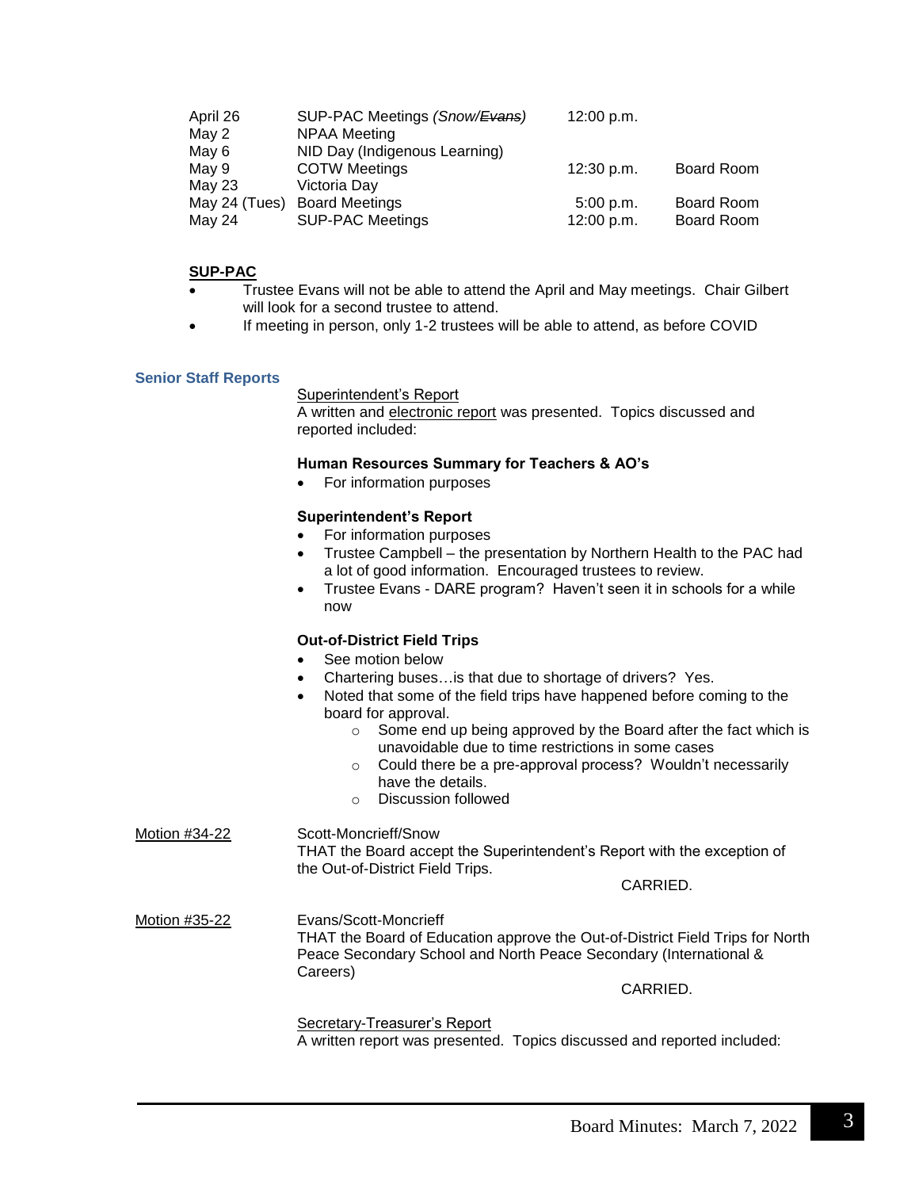| | | | |
|---|---|---|---|
| April 26 | SUP-PAC Meetings *(Snow/~~Evans~~)* | 12:00 p.m. | |
| May 2 | NPAA Meeting | | |
| May 6 | NID Day (Indigenous Learning) | | |
| May 9 | COTW Meetings | 12:30 p.m. | Board Room |
| May 23 | Victoria Day | | |
| May 24 (Tues) | Board Meetings | 5:00 p.m. | Board Room |
| May 24 | SUP-PAC Meetings | 12:00 p.m. | Board Room |

**SUP-PAC**

- Trustee Evans will not be able to attend the April and May meetings. Chair Gilbert will look for a second trustee to attend.
- If meeting in person, only 1-2 trustees will be able to attend, as before COVID

### Senior Staff Reports

Superintendent's Report

A written and electronic report was presented. Topics discussed and reported included:

**Human Resources Summary for Teachers & AO's**

- For information purposes

**Superintendent's Report**

- For information purposes
- Trustee Campbell – the presentation by Northern Health to the PAC had a lot of good information. Encouraged trustees to review.
- Trustee Evans - DARE program? Haven't seen it in schools for a while now

**Out-of-District Field Trips**

- See motion below
- Chartering buses…is that due to shortage of drivers? Yes.
- Noted that some of the field trips have happened before coming to the board for approval.
  - Some end up being approved by the Board after the fact which is unavoidable due to time restrictions in some cases
  - Could there be a pre-approval process? Wouldn't necessarily have the details.
  - Discussion followed

Motion #34-22

Scott-Moncrieff/Snow

THAT the Board accept the Superintendent's Report with the exception of the Out-of-District Field Trips.

CARRIED.

Motion #35-22

Evans/Scott-Moncrieff

THAT the Board of Education approve the Out-of-District Field Trips for North Peace Secondary School and North Peace Secondary (International & Careers)

CARRIED.

Secretary-Treasurer's Report

A written report was presented. Topics discussed and reported included: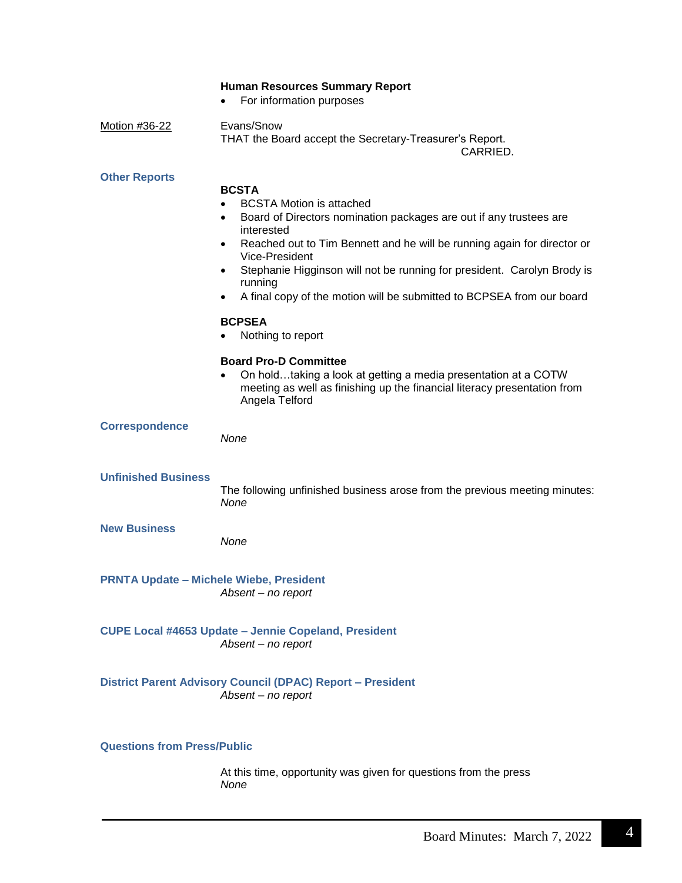**Human Resources Summary Report**

- For information purposes

Motion #36-22

Evans/Snow
THAT the Board accept the Secretary-Treasurer's Report.
CARRIED.

## Other Reports

**BCSTA**

- BCSTA Motion is attached
- Board of Directors nomination packages are out if any trustees are interested
- Reached out to Tim Bennett and he will be running again for director or Vice-President
- Stephanie Higginson will not be running for president. Carolyn Brody is running
- A final copy of the motion will be submitted to BCPSEA from our board

**BCPSEA**

- Nothing to report

**Board Pro-D Committee**

- On hold…taking a look at getting a media presentation at a COTW meeting as well as finishing up the financial literacy presentation from Angela Telford

## Correspondence

*None*

## Unfinished Business

The following unfinished business arose from the previous meeting minutes:
*None*

## New Business

*None*

## PRNTA Update – Michele Wiebe, President

*Absent – no report*

## CUPE Local #4653 Update – Jennie Copeland, President

*Absent – no report*

## District Parent Advisory Council (DPAC) Report – President

*Absent – no report*

## Questions from Press/Public

At this time, opportunity was given for questions from the press
*None*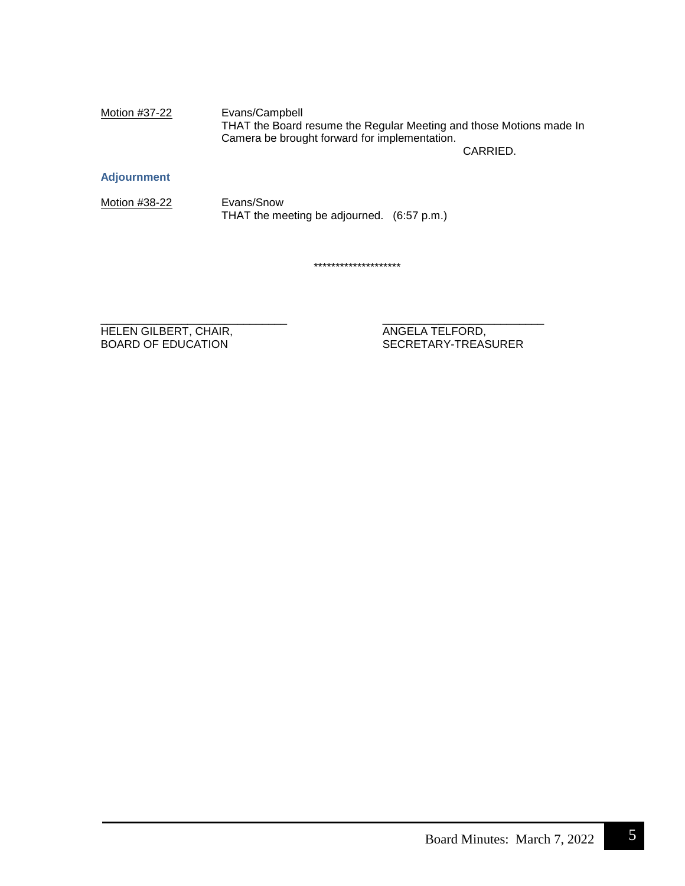Motion #37-22 Evans/Campbell
THAT the Board resume the Regular Meeting and those Motions made In Camera be brought forward for implementation.

CARRIED.

### Adjournment

Motion #38-22 Evans/Snow
THAT the meeting be adjourned. (6:57 p.m.)

********************

_____________________________ 
HELEN GILBERT, CHAIR,
BOARD OF EDUCATION

_____________________________ 
ANGELA TELFORD,
SECRETARY-TREASURER